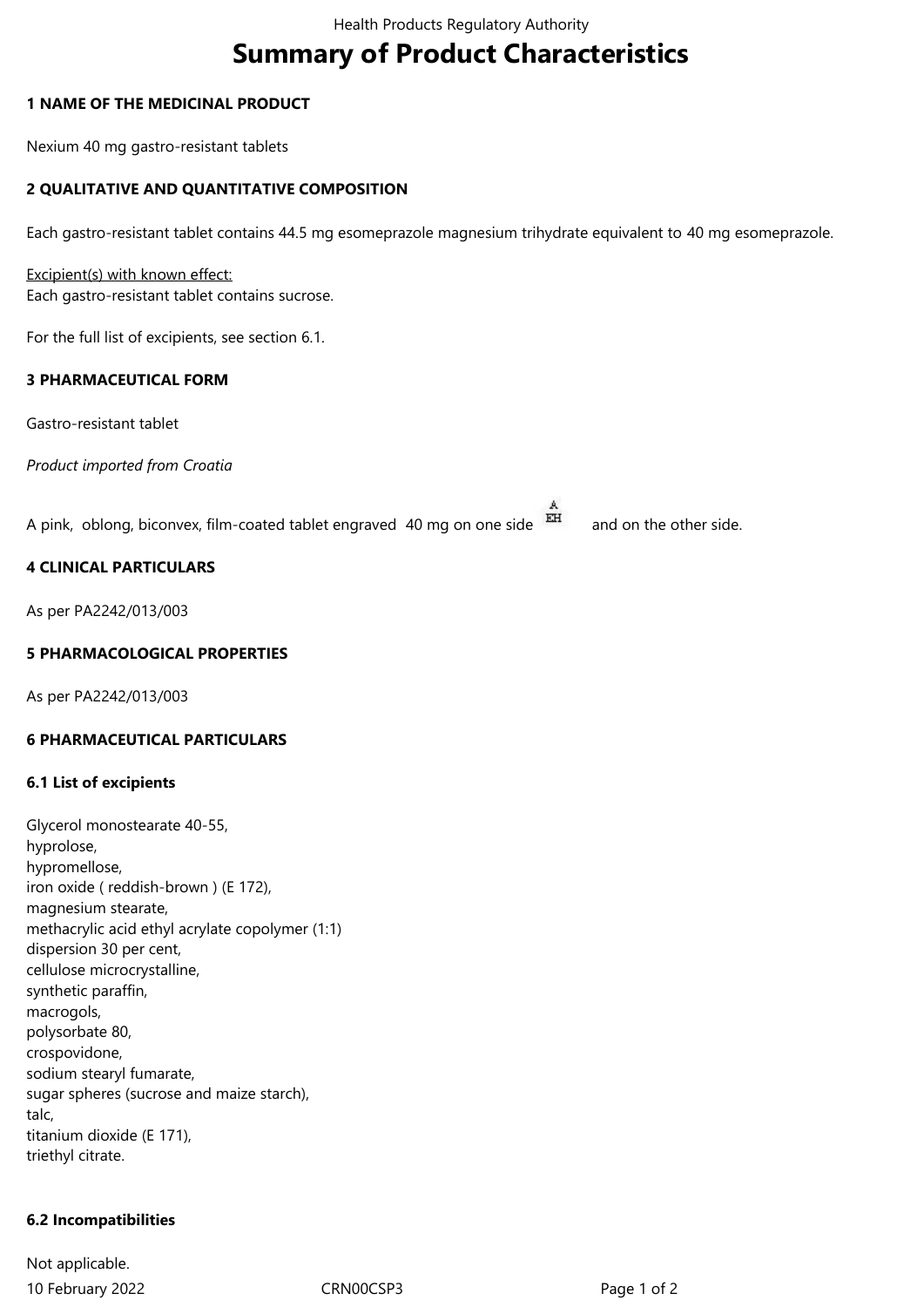# Summary of Product Characteristics

## 1 NAME OF THE MEDICINAL PRODUCT

Nexium 40 mg gastro-resistant tablets

## 2 QUALITATIVE AND QUANTITATIVE COMPOSITION

Each gastro-resistant tablet contains 44.5 mg esomeprazole magnesium trihydrate equivalent to 40 mg esomeprazole.

Excipient(s) with known effect:
Each gastro-resistant tablet contains sucrose.

For the full list of excipients, see section 6.1.

## 3 PHARMACEUTICAL FORM

Gastro-resistant tablet

*Product imported from Croatia*

A pink, oblong, biconvex, film-coated tablet engraved 40 mg on one side A/EH and on the other side.

## 4 CLINICAL PARTICULARS

As per PA2242/013/003

## 5 PHARMACOLOGICAL PROPERTIES

As per PA2242/013/003

## 6 PHARMACEUTICAL PARTICULARS

### 6.1 List of excipients

Glycerol monostearate 40-55,
hyprolose,
hypromellose,
iron oxide ( reddish-brown ) (E 172),
magnesium stearate,
methacrylic acid ethyl acrylate copolymer (1:1)
dispersion 30 per cent,
cellulose microcrystalline,
synthetic paraffin,
macrogols,
polysorbate 80,
crospovidone,
sodium stearyl fumarate,
sugar spheres (sucrose and maize starch),
talc,
titanium dioxide (E 171),
triethyl citrate.

### 6.2 Incompatibilities

Not applicable.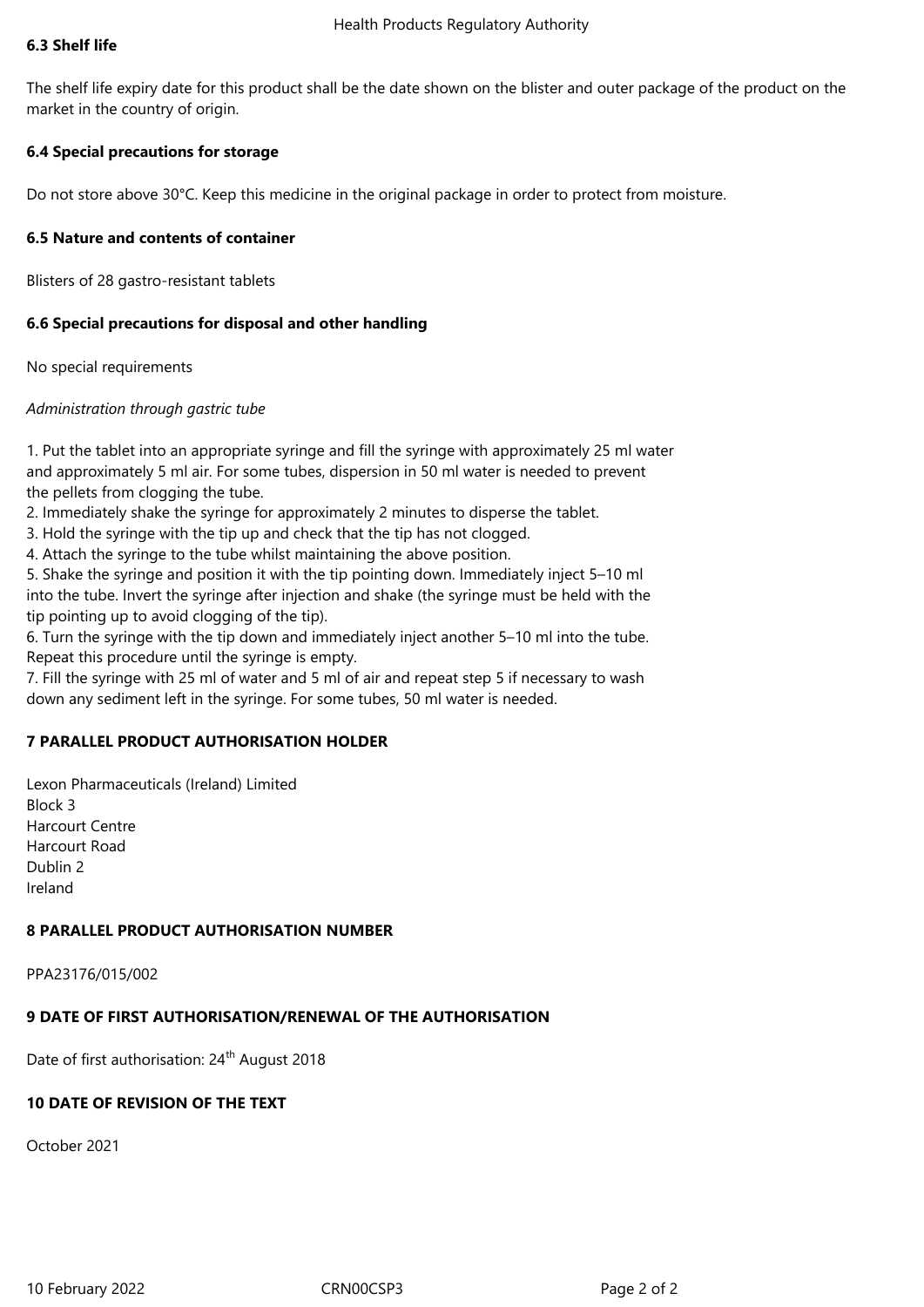### 6.3 Shelf life

The shelf life expiry date for this product shall be the date shown on the blister and outer package of the product on the market in the country of origin.

### 6.4 Special precautions for storage

Do not store above 30°C. Keep this medicine in the original package in order to protect from moisture.

### 6.5 Nature and contents of container

Blisters of 28 gastro-resistant tablets

### 6.6 Special precautions for disposal and other handling

No special requirements

*Administration through gastric tube*

1. Put the tablet into an appropriate syringe and fill the syringe with approximately 25 ml water and approximately 5 ml air. For some tubes, dispersion in 50 ml water is needed to prevent the pellets from clogging the tube.
2. Immediately shake the syringe for approximately 2 minutes to disperse the tablet.
3. Hold the syringe with the tip up and check that the tip has not clogged.
4. Attach the syringe to the tube whilst maintaining the above position.
5. Shake the syringe and position it with the tip pointing down. Immediately inject 5–10 ml into the tube. Invert the syringe after injection and shake (the syringe must be held with the tip pointing up to avoid clogging of the tip).
6. Turn the syringe with the tip down and immediately inject another 5–10 ml into the tube. Repeat this procedure until the syringe is empty.
7. Fill the syringe with 25 ml of water and 5 ml of air and repeat step 5 if necessary to wash down any sediment left in the syringe. For some tubes, 50 ml water is needed.

## 7 PARALLEL PRODUCT AUTHORISATION HOLDER

Lexon Pharmaceuticals (Ireland) Limited
Block 3
Harcourt Centre
Harcourt Road
Dublin 2
Ireland

## 8 PARALLEL PRODUCT AUTHORISATION NUMBER

PPA23176/015/002

## 9 DATE OF FIRST AUTHORISATION/RENEWAL OF THE AUTHORISATION

Date of first authorisation: 24th August 2018

## 10 DATE OF REVISION OF THE TEXT

October 2021